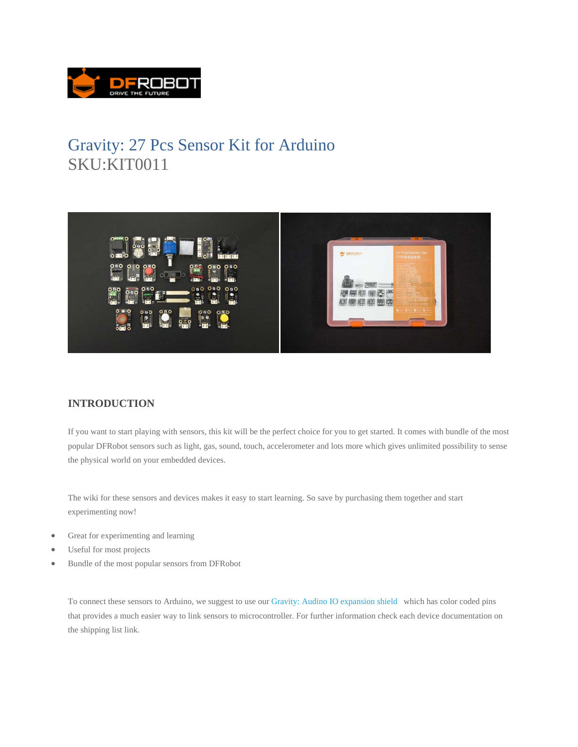# Gravity: 27 Pcs Sensor Kit for Arduino

SKU:KIT0011

## INTRODUCTION

If you want to start playing with sensors, this kit will be the perfect choice for you to get started. It comes with bundle of the most popular DFRobot sensors such as light, gas, sound, touch, accelerometer and lots more which gives unlimited possibility to sense the physical world on your embedded devices.

The wiki for these sensors and devices makes it easy to start learning. So save by purchasing them together and start experimenting now!

- Great for experimenting and learning
- Useful for most projects
- Bundle of the most popular sensors from DFRobot

To connect these sensors to Arduino, we suggest to use our Gravity: Audino IO expansion shield which has color coded pins that provides a much easier way to link sensors to microcontroller. For further information check each device documentation on the shipping list link.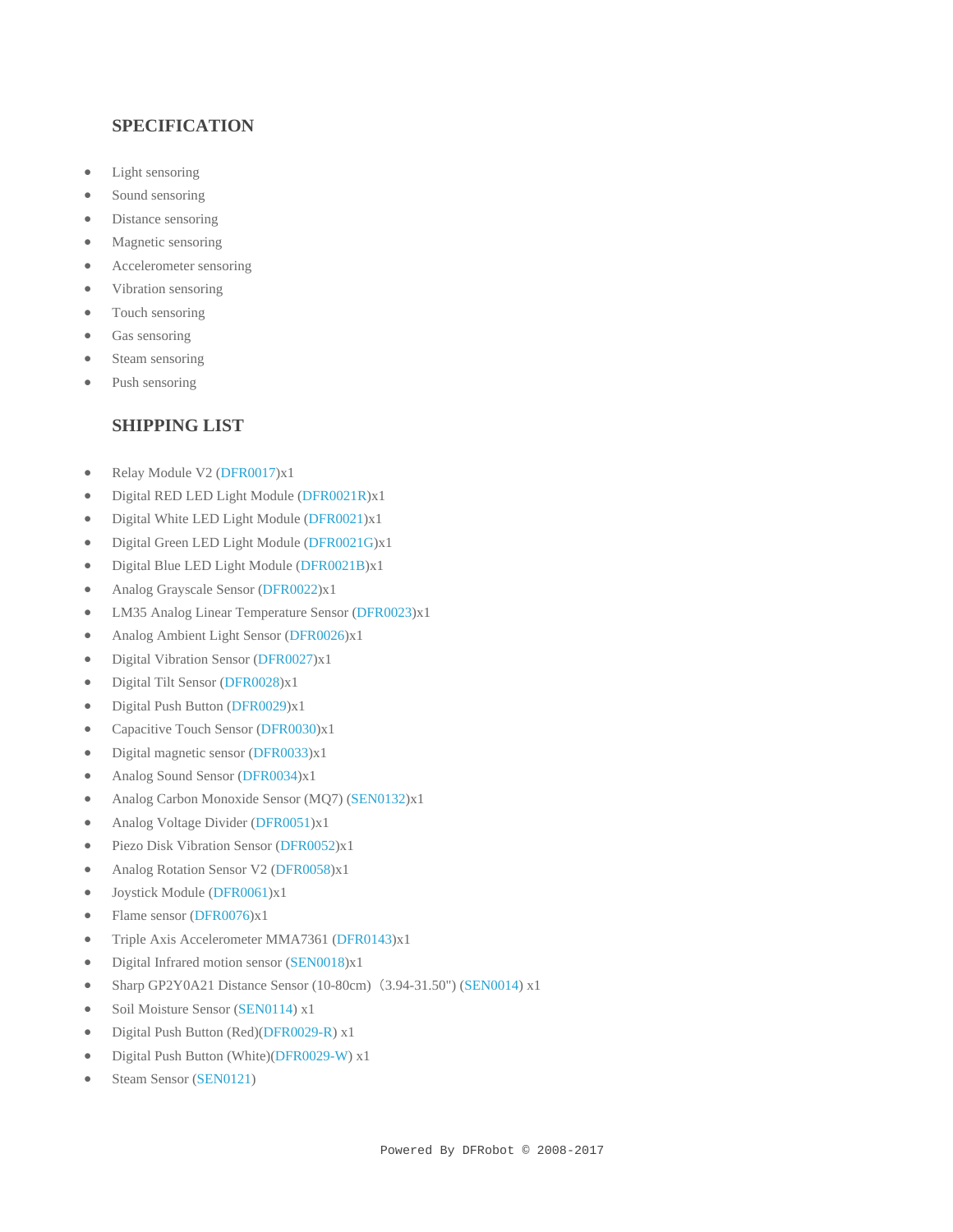## SPECIFICATION

- Light sensoring
- Sound sensoring
- Distance sensoring
- Magnetic sensoring
- Accelerometer sensoring
- Vibration sensoring
- Touch sensoring
- Gas sensoring
- Steam sensoring
- Push sensoring

## SHIPPING LIST

- Relay Module V2 (DFR0017)x1
- Digital RED LED Light Module (DFR0021R)x1
- Digital White LED Light Module (DFR0021)x1
- Digital Green LED Light Module (DFR0021G)x1
- Digital Blue LED Light Module (DFR0021B)x1
- Analog Grayscale Sensor (DFR0022)x1
- LM35 Analog Linear Temperature Sensor (DFR0023)x1
- Analog Ambient Light Sensor (DFR0026)x1
- Digital Vibration Sensor (DFR0027)x1
- Digital Tilt Sensor (DFR0028)x1
- Digital Push Button (DFR0029)x1
- Capacitive Touch Sensor (DFR0030)x1
- Digital magnetic sensor (DFR0033)x1
- Analog Sound Sensor (DFR0034)x1
- Analog Carbon Monoxide Sensor (MQ7) (SEN0132)x1
- Analog Voltage Divider (DFR0051)x1
- Piezo Disk Vibration Sensor (DFR0052)x1
- Analog Rotation Sensor V2 (DFR0058)x1
- Joystick Module (DFR0061)x1
- Flame sensor (DFR0076)x1
- Triple Axis Accelerometer MMA7361 (DFR0143)x1
- Digital Infrared motion sensor (SEN0018)x1
- Sharp GP2Y0A21 Distance Sensor (10-80cm)（3.94-31.50") (SEN0014) x1
- Soil Moisture Sensor (SEN0114) x1
- Digital Push Button (Red)(DFR0029-R) x1
- Digital Push Button (White)(DFR0029-W) x1
- Steam Sensor (SEN0121)

Powered By DFRobot © 2008-2017